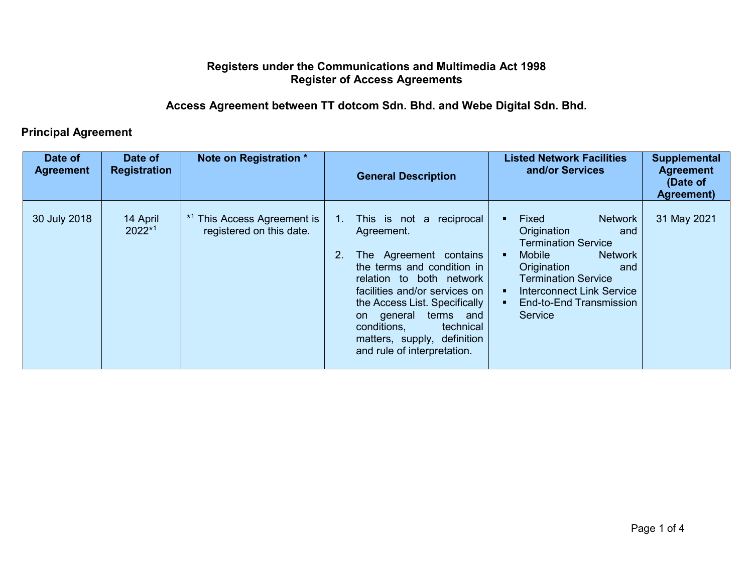# Registers under the Communications and Multimedia Act 1998
# Register of Access Agreements

## Access Agreement between TT dotcom Sdn. Bhd. and Webe Digital Sdn. Bhd.

### Principal Agreement

| Date of Agreement | Date of Registration | Note on Registration * | General Description | Listed Network Facilities and/or Services | Supplemental Agreement (Date of Agreement) |
|---|---|---|---|---|---|
| 30 July 2018 | 14 April 2022*[1] | *[1] This Access Agreement is registered on this date. | 1. This is not a reciprocal Agreement.<br><br>2. The Agreement contains the terms and condition in relation to both network facilities and/or services on the Access List. Specifically on general terms and conditions, technical matters, supply, definition and rule of interpretation. | ▪ Fixed Network Origination and Termination Service<br>▪ Mobile Network Origination and Termination Service<br>▪ Interconnect Link Service<br>▪ End-to-End Transmission Service | 31 May 2021 |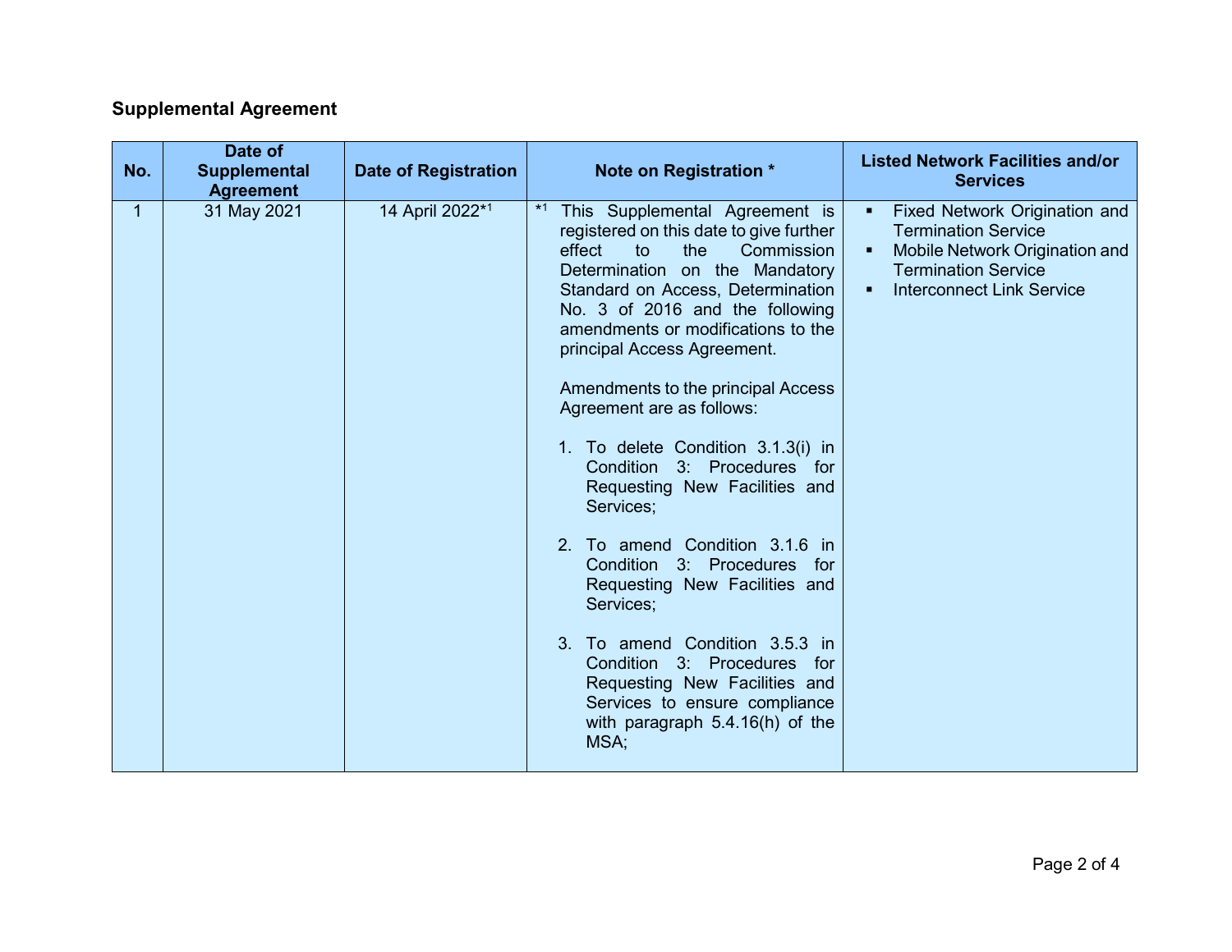## Supplemental Agreement

| No. | Date of Supplemental Agreement | Date of Registration | Note on Registration * | Listed Network Facilities and/or Services |
|---|---|---|---|---|
| 1 | 31 May 2021 | 14 April 2022*[1] | *[1] This Supplemental Agreement is registered on this date to give further effect to the Commission Determination on the Mandatory Standard on Access, Determination No. 3 of 2016 and the following amendments or modifications to the principal Access Agreement.<br><br>Amendments to the principal Access Agreement are as follows:<br><br>1. To delete Condition 3.1.3(i) in Condition 3: Procedures for Requesting New Facilities and Services;<br><br>2. To amend Condition 3.1.6 in Condition 3: Procedures for Requesting New Facilities and Services;<br><br>3. To amend Condition 3.5.3 in Condition 3: Procedures for Requesting New Facilities and Services to ensure compliance with paragraph 5.4.16(h) of the MSA; | ▪ Fixed Network Origination and Termination Service<br>▪ Mobile Network Origination and Termination Service<br>▪ Interconnect Link Service |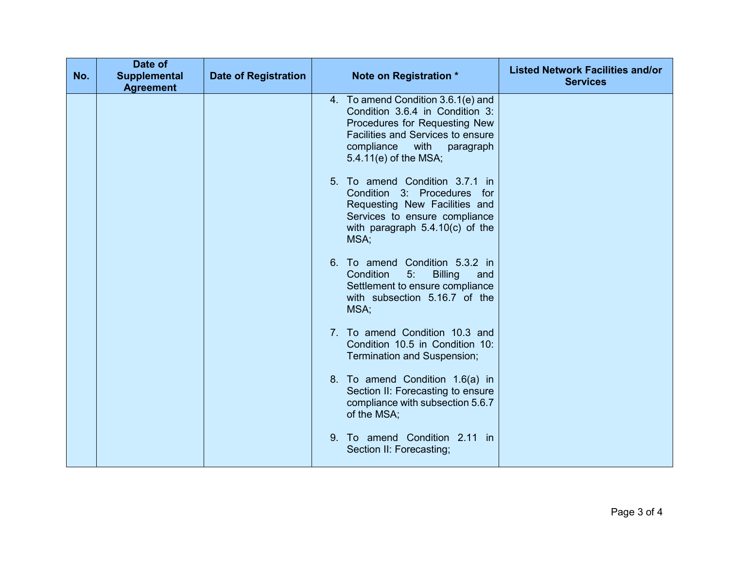| No. | Date of Supplemental Agreement | Date of Registration | Note on Registration * | Listed Network Facilities and/or Services |
|---|---|---|---|---|
| | | | 4. To amend Condition 3.6.1(e) and Condition 3.6.4 in Condition 3: Procedures for Requesting New Facilities and Services to ensure compliance with paragraph 5.4.11(e) of the MSA;<br><br>5. To amend Condition 3.7.1 in Condition 3: Procedures for Requesting New Facilities and Services to ensure compliance with paragraph 5.4.10(c) of the MSA;<br><br>6. To amend Condition 5.3.2 in Condition 5: Billing and Settlement to ensure compliance with subsection 5.16.7 of the MSA;<br><br>7. To amend Condition 10.3 and Condition 10.5 in Condition 10: Termination and Suspension;<br><br>8. To amend Condition 1.6(a) in Section II: Forecasting to ensure compliance with subsection 5.6.7 of the MSA;<br><br>9. To amend Condition 2.11 in Section II: Forecasting; | |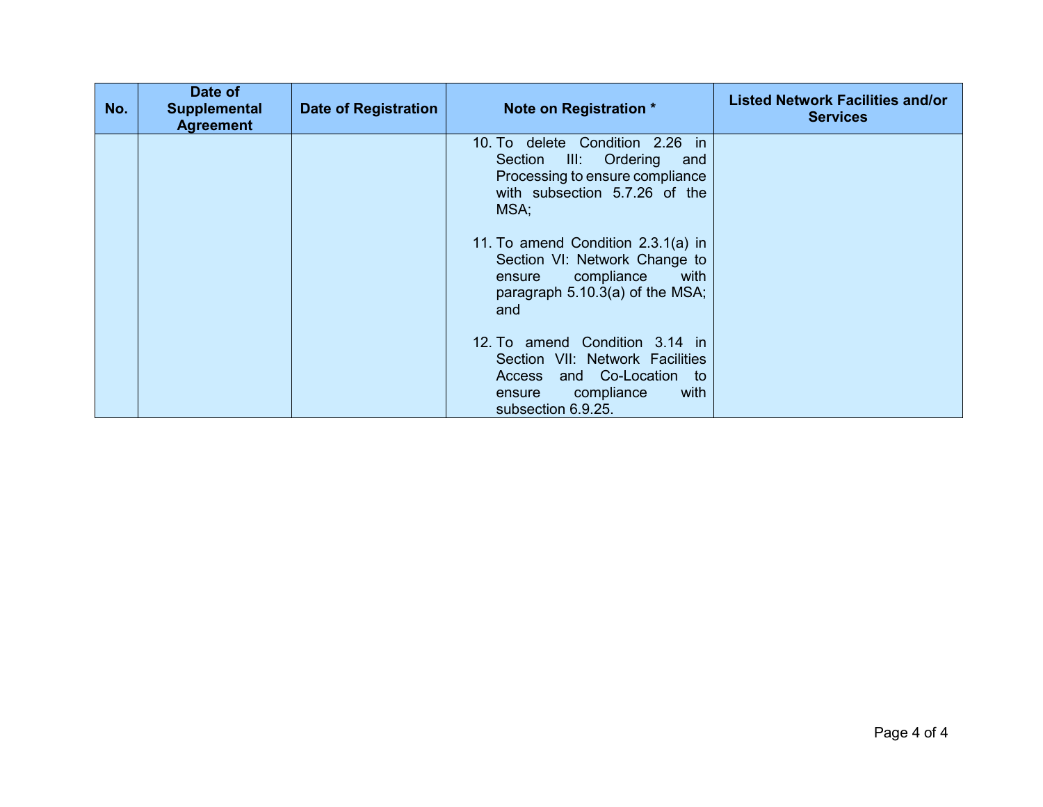| No. | Date of Supplemental Agreement | Date of Registration | Note on Registration * | Listed Network Facilities and/or Services |
|---|---|---|---|---|
| | | | 10. To delete Condition 2.26 in Section III: Ordering and Processing to ensure compliance with subsection 5.7.26 of the MSA;<br><br>11. To amend Condition 2.3.1(a) in Section VI: Network Change to ensure compliance with paragraph 5.10.3(a) of the MSA; and<br><br>12. To amend Condition 3.14 in Section VII: Network Facilities Access and Co-Location to ensure compliance with subsection 6.9.25. | |